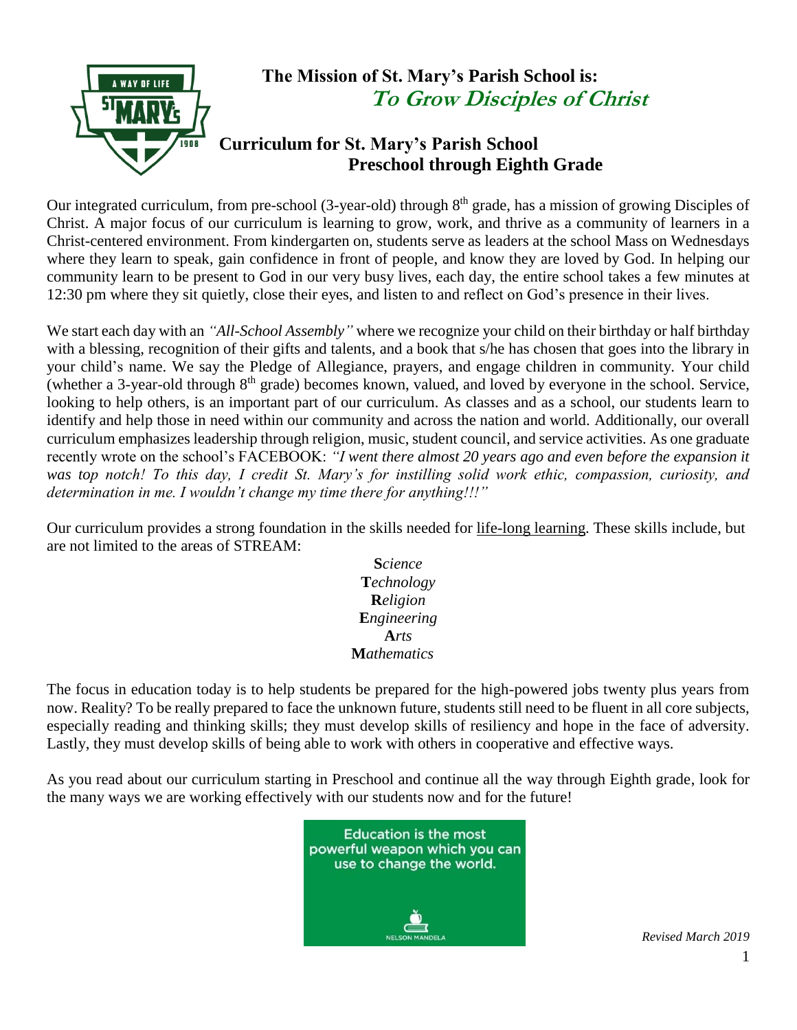## The Mission of St. Mary's Parish School is:
### *To Grow Disciples of Christ*

## Curriculum for St. Mary's Parish School
## Preschool through Eighth Grade

Our integrated curriculum, from pre-school (3-year-old) through 8th grade, has a mission of growing Disciples of Christ. A major focus of our curriculum is learning to grow, work, and thrive as a community of learners in a Christ-centered environment. From kindergarten on, students serve as leaders at the school Mass on Wednesdays where they learn to speak, gain confidence in front of people, and know they are loved by God. In helping our community learn to be present to God in our very busy lives, each day, the entire school takes a few minutes at 12:30 pm where they sit quietly, close their eyes, and listen to and reflect on God's presence in their lives.

We start each day with an *"All-School Assembly"* where we recognize your child on their birthday or half birthday with a blessing, recognition of their gifts and talents, and a book that s/he has chosen that goes into the library in your child's name. We say the Pledge of Allegiance, prayers, and engage children in community. Your child (whether a 3-year-old through 8th grade) becomes known, valued, and loved by everyone in the school. Service, looking to help others, is an important part of our curriculum. As classes and as a school, our students learn to identify and help those in need within our community and across the nation and world. Additionally, our overall curriculum emphasizes leadership through religion, music, student council, and service activities. As one graduate recently wrote on the school's FACEBOOK: *"I went there almost 20 years ago and even before the expansion it was top notch! To this day, I credit St. Mary's for instilling solid work ethic, compassion, curiosity, and determination in me. I wouldn't change my time there for anything!!!"*

Our curriculum provides a strong foundation in the skills needed for life-long learning. These skills include, but are not limited to the areas of STREAM:

**S***cience*
**T***echnology*
**R***eligion*
**E***ngineering*
**A***rts*
**M***athematics*

The focus in education today is to help students be prepared for the high-powered jobs twenty plus years from now. Reality? To be really prepared to face the unknown future, students still need to be fluent in all core subjects, especially reading and thinking skills; they must develop skills of resiliency and hope in the face of adversity. Lastly, they must develop skills of being able to work with others in cooperative and effective ways.

As you read about our curriculum starting in Preschool and continue all the way through Eighth grade, look for the many ways we are working effectively with our students now and for the future!

Education is the most powerful weapon which you can use to change the world.
NELSON MANDELA

*Revised March 2019*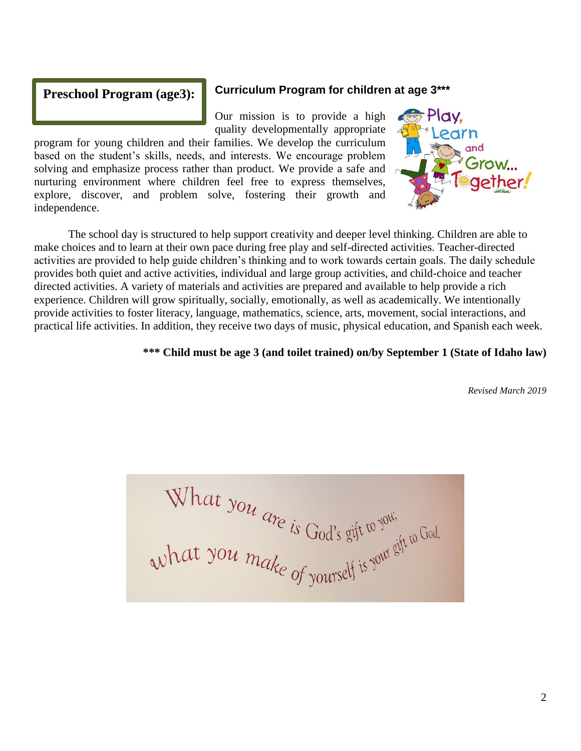**Preschool Program (age3):**

**Curriculum Program for children at age 3*****

Our mission is to provide a high quality developmentally appropriate program for young children and their families. We develop the curriculum based on the student's skills, needs, and interests. We encourage problem solving and emphasize process rather than product. We provide a safe and nurturing environment where children feel free to express themselves, explore, discover, and problem solve, fostering their growth and independence.

Play, Learn and Grow... Together!

The school day is structured to help support creativity and deeper level thinking. Children are able to make choices and to learn at their own pace during free play and self-directed activities. Teacher-directed activities are provided to help guide children's thinking and to work towards certain goals. The daily schedule provides both quiet and active activities, individual and large group activities, and child-choice and teacher directed activities. A variety of materials and activities are prepared and available to help provide a rich experience. Children will grow spiritually, socially, emotionally, as well as academically. We intentionally provide activities to foster literacy, language, mathematics, science, arts, movement, social interactions, and practical life activities. In addition, they receive two days of music, physical education, and Spanish each week.

**\*\*\* Child must be age 3 (and toilet trained) on/by September 1 (State of Idaho law)**

*Revised March 2019*

What you are is God's gift to you; what you make of yourself is your gift to God.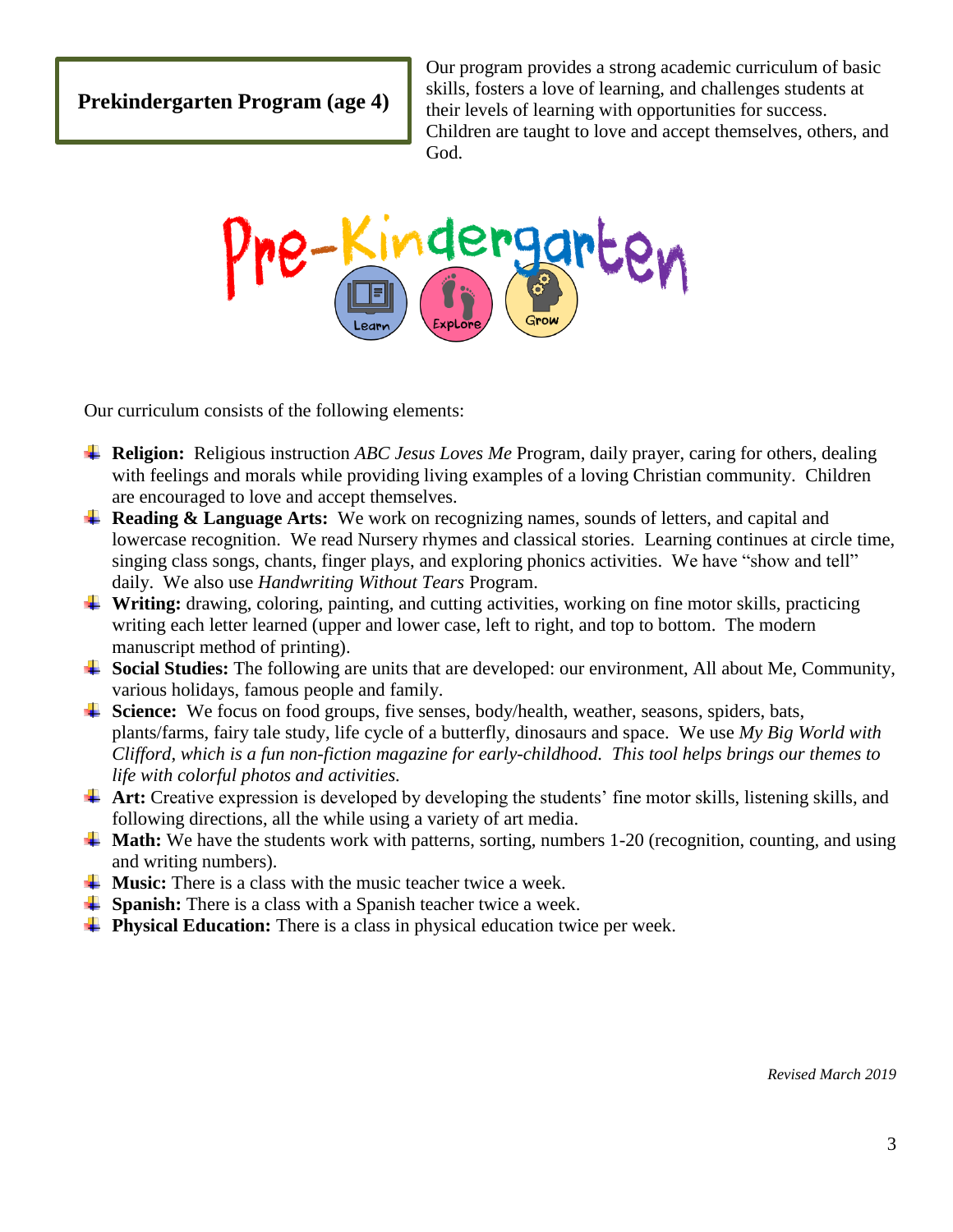## Prekindergarten Program (age 4)

Our program provides a strong academic curriculum of basic skills, fosters a love of learning, and challenges students at their levels of learning with opportunities for success. Children are taught to love and accept themselves, others, and God.

Pre-Kindergarten

Learn Explore Grow

Our curriculum consists of the following elements:

- **Religion:** Religious instruction *ABC Jesus Loves Me* Program, daily prayer, caring for others, dealing with feelings and morals while providing living examples of a loving Christian community. Children are encouraged to love and accept themselves.
- **Reading & Language Arts:** We work on recognizing names, sounds of letters, and capital and lowercase recognition. We read Nursery rhymes and classical stories. Learning continues at circle time, singing class songs, chants, finger plays, and exploring phonics activities. We have "show and tell" daily. We also use *Handwriting Without Tears* Program.
- **Writing:** drawing, coloring, painting, and cutting activities, working on fine motor skills, practicing writing each letter learned (upper and lower case, left to right, and top to bottom. The modern manuscript method of printing).
- **Social Studies:** The following are units that are developed: our environment, All about Me, Community, various holidays, famous people and family.
- **Science:** We focus on food groups, five senses, body/health, weather, seasons, spiders, bats, plants/farms, fairy tale study, life cycle of a butterfly, dinosaurs and space. We use *My Big World with Clifford, which is a fun non-fiction magazine for early-childhood. This tool helps brings our themes to life with colorful photos and activities.*
- **Art:** Creative expression is developed by developing the students' fine motor skills, listening skills, and following directions, all the while using a variety of art media.
- **Math:** We have the students work with patterns, sorting, numbers 1-20 (recognition, counting, and using and writing numbers).
- **Music:** There is a class with the music teacher twice a week.
- **Spanish:** There is a class with a Spanish teacher twice a week.
- **Physical Education:** There is a class in physical education twice per week.

*Revised March 2019*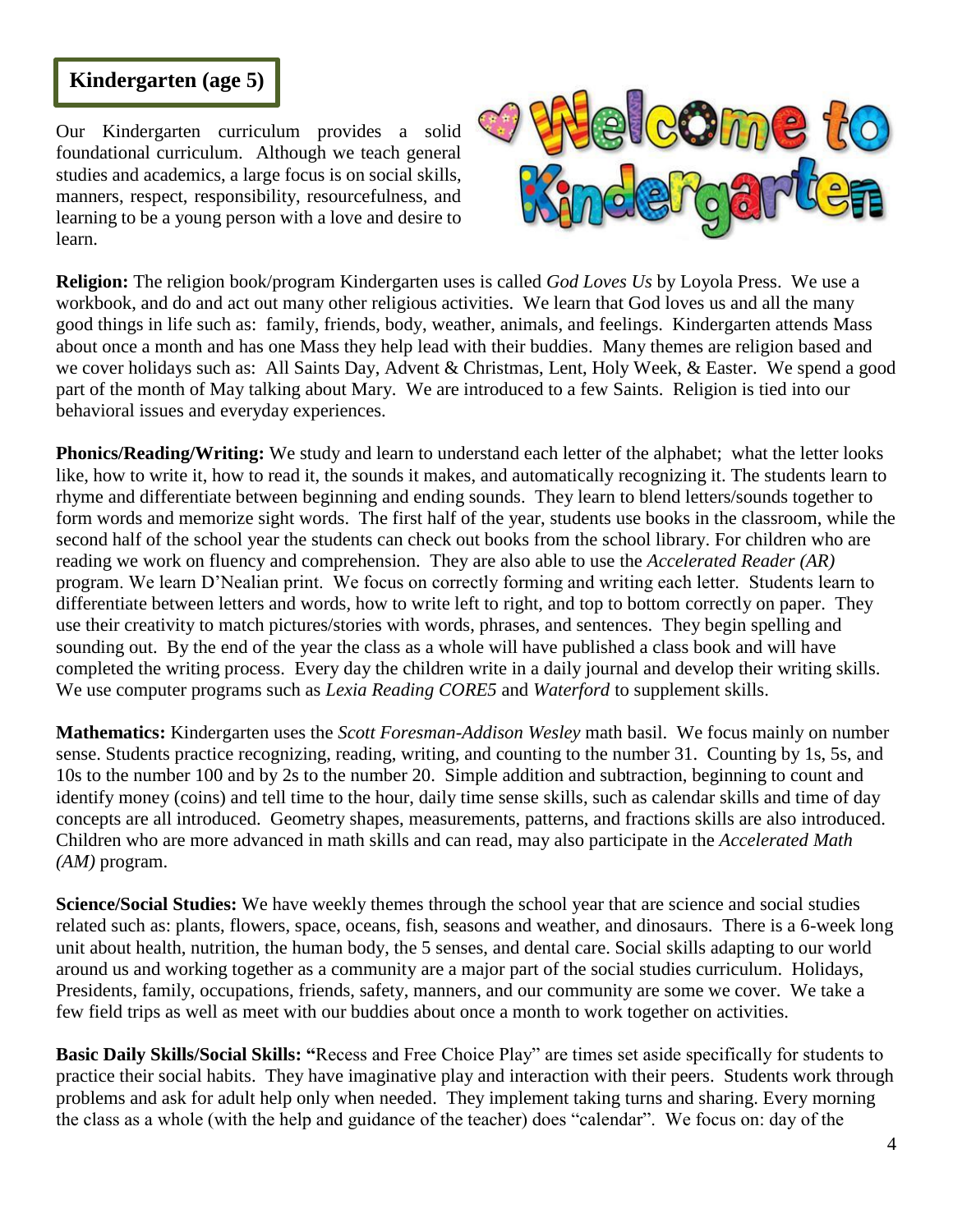## Kindergarten (age 5)

Our Kindergarten curriculum provides a solid foundational curriculum. Although we teach general studies and academics, a large focus is on social skills, manners, respect, responsibility, resourcefulness, and learning to be a young person with a love and desire to learn.

**Religion:** The religion book/program Kindergarten uses is called *God Loves Us* by Loyola Press. We use a workbook, and do and act out many other religious activities. We learn that God loves us and all the many good things in life such as: family, friends, body, weather, animals, and feelings. Kindergarten attends Mass about once a month and has one Mass they help lead with their buddies. Many themes are religion based and we cover holidays such as: All Saints Day, Advent & Christmas, Lent, Holy Week, & Easter. We spend a good part of the month of May talking about Mary. We are introduced to a few Saints. Religion is tied into our behavioral issues and everyday experiences.

**Phonics/Reading/Writing:** We study and learn to understand each letter of the alphabet; what the letter looks like, how to write it, how to read it, the sounds it makes, and automatically recognizing it. The students learn to rhyme and differentiate between beginning and ending sounds. They learn to blend letters/sounds together to form words and memorize sight words. The first half of the year, students use books in the classroom, while the second half of the school year the students can check out books from the school library. For children who are reading we work on fluency and comprehension. They are also able to use the *Accelerated Reader (AR)* program. We learn D'Nealian print. We focus on correctly forming and writing each letter. Students learn to differentiate between letters and words, how to write left to right, and top to bottom correctly on paper. They use their creativity to match pictures/stories with words, phrases, and sentences. They begin spelling and sounding out. By the end of the year the class as a whole will have published a class book and will have completed the writing process. Every day the children write in a daily journal and develop their writing skills. We use computer programs such as *Lexia Reading CORE5* and *Waterford* to supplement skills.

**Mathematics:** Kindergarten uses the *Scott Foresman-Addison Wesley* math basil. We focus mainly on number sense. Students practice recognizing, reading, writing, and counting to the number 31. Counting by 1s, 5s, and 10s to the number 100 and by 2s to the number 20. Simple addition and subtraction, beginning to count and identify money (coins) and tell time to the hour, daily time sense skills, such as calendar skills and time of day concepts are all introduced. Geometry shapes, measurements, patterns, and fractions skills are also introduced. Children who are more advanced in math skills and can read, may also participate in the *Accelerated Math (AM)* program.

**Science/Social Studies:** We have weekly themes through the school year that are science and social studies related such as: plants, flowers, space, oceans, fish, seasons and weather, and dinosaurs. There is a 6-week long unit about health, nutrition, the human body, the 5 senses, and dental care. Social skills adapting to our world around us and working together as a community are a major part of the social studies curriculum. Holidays, Presidents, family, occupations, friends, safety, manners, and our community are some we cover. We take a few field trips as well as meet with our buddies about once a month to work together on activities.

**Basic Daily Skills/Social Skills:** "Recess and Free Choice Play" are times set aside specifically for students to practice their social habits. They have imaginative play and interaction with their peers. Students work through problems and ask for adult help only when needed. They implement taking turns and sharing. Every morning the class as a whole (with the help and guidance of the teacher) does "calendar". We focus on: day of the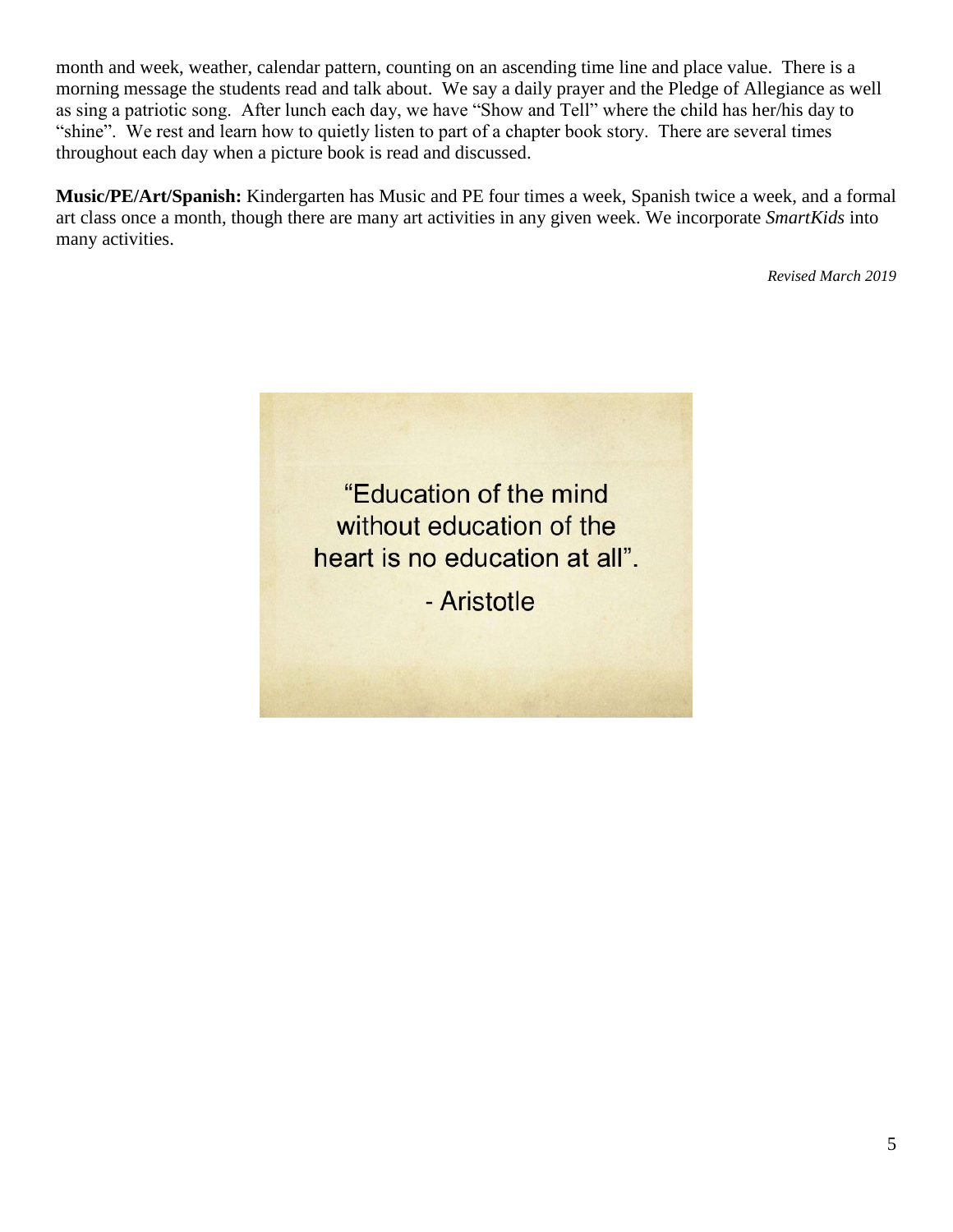month and week, weather, calendar pattern, counting on an ascending time line and place value. There is a morning message the students read and talk about. We say a daily prayer and the Pledge of Allegiance as well as sing a patriotic song. After lunch each day, we have "Show and Tell" where the child has her/his day to "shine". We rest and learn how to quietly listen to part of a chapter book story. There are several times throughout each day when a picture book is read and discussed.

**Music/PE/Art/Spanish:** Kindergarten has Music and PE four times a week, Spanish twice a week, and a formal art class once a month, though there are many art activities in any given week. We incorporate *SmartKids* into many activities.

*Revised March 2019*

"Education of the mind without education of the heart is no education at all".

\- Aristotle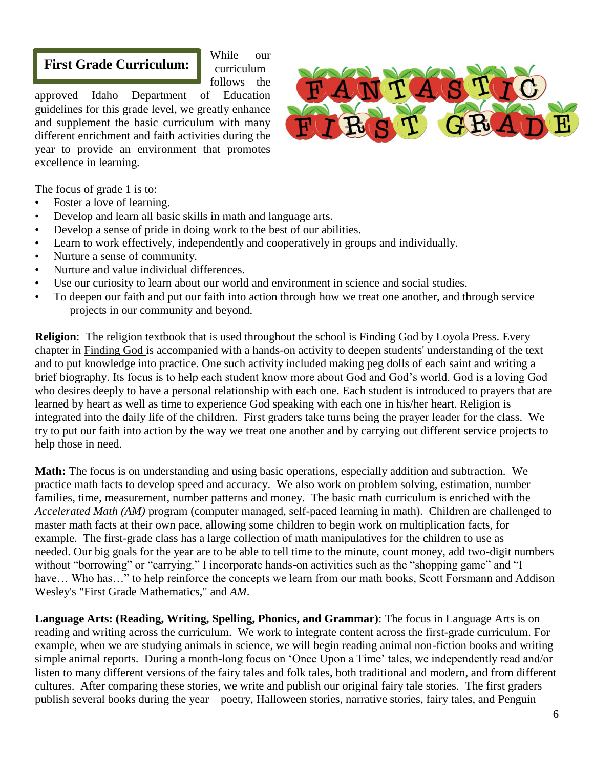## First Grade Curriculum:

While our curriculum follows the approved Idaho Department of Education guidelines for this grade level, we greatly enhance and supplement the basic curriculum with many different enrichment and faith activities during the year to provide an environment that promotes excellence in learning.

FANTASTIC FIRST GRADE

The focus of grade 1 is to:

- Foster a love of learning.
- Develop and learn all basic skills in math and language arts.
- Develop a sense of pride in doing work to the best of our abilities.
- Learn to work effectively, independently and cooperatively in groups and individually.
- Nurture a sense of community.
- Nurture and value individual differences.
- Use our curiosity to learn about our world and environment in science and social studies.
- To deepen our faith and put our faith into action through how we treat one another, and through service projects in our community and beyond.

**Religion**: The religion textbook that is used throughout the school is Finding God by Loyola Press. Every chapter in Finding God is accompanied with a hands-on activity to deepen students' understanding of the text and to put knowledge into practice. One such activity included making peg dolls of each saint and writing a brief biography. Its focus is to help each student know more about God and God's world. God is a loving God who desires deeply to have a personal relationship with each one. Each student is introduced to prayers that are learned by heart as well as time to experience God speaking with each one in his/her heart. Religion is integrated into the daily life of the children. First graders take turns being the prayer leader for the class. We try to put our faith into action by the way we treat one another and by carrying out different service projects to help those in need.

**Math:** The focus is on understanding and using basic operations, especially addition and subtraction. We practice math facts to develop speed and accuracy. We also work on problem solving, estimation, number families, time, measurement, number patterns and money. The basic math curriculum is enriched with the *Accelerated Math (AM)* program (computer managed, self-paced learning in math). Children are challenged to master math facts at their own pace, allowing some children to begin work on multiplication facts, for example. The first-grade class has a large collection of math manipulatives for the children to use as needed. Our big goals for the year are to be able to tell time to the minute, count money, add two-digit numbers without "borrowing" or "carrying." I incorporate hands-on activities such as the "shopping game" and "I have… Who has…" to help reinforce the concepts we learn from our math books, Scott Forsmann and Addison Wesley's "First Grade Mathematics," and *AM*.

**Language Arts: (Reading, Writing, Spelling, Phonics, and Grammar)**: The focus in Language Arts is on reading and writing across the curriculum. We work to integrate content across the first-grade curriculum. For example, when we are studying animals in science, we will begin reading animal non-fiction books and writing simple animal reports. During a month-long focus on 'Once Upon a Time' tales, we independently read and/or listen to many different versions of the fairy tales and folk tales, both traditional and modern, and from different cultures. After comparing these stories, we write and publish our original fairy tale stories. The first graders publish several books during the year – poetry, Halloween stories, narrative stories, fairy tales, and Penguin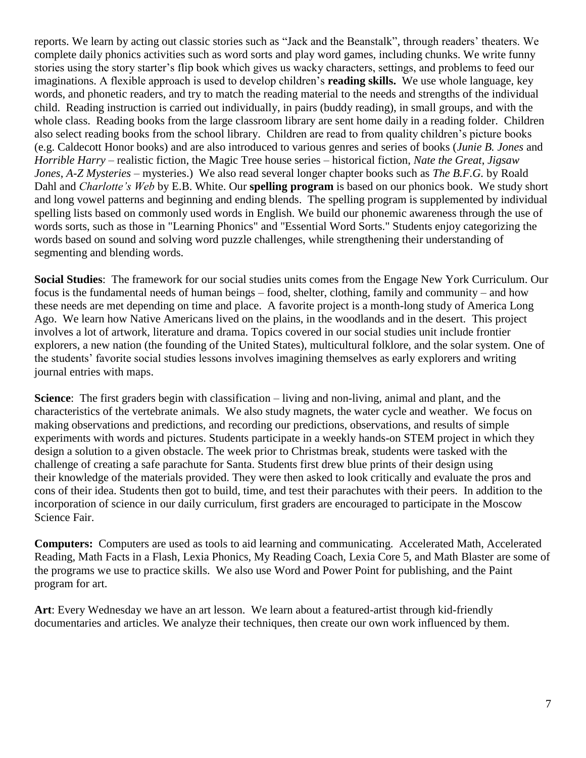reports. We learn by acting out classic stories such as "Jack and the Beanstalk", through readers' theaters. We complete daily phonics activities such as word sorts and play word games, including chunks. We write funny stories using the story starter's flip book which gives us wacky characters, settings, and problems to feed our imaginations. A flexible approach is used to develop children's **reading skills.** We use whole language, key words, and phonetic readers, and try to match the reading material to the needs and strengths of the individual child. Reading instruction is carried out individually, in pairs (buddy reading), in small groups, and with the whole class. Reading books from the large classroom library are sent home daily in a reading folder. Children also select reading books from the school library. Children are read to from quality children's picture books (e.g. Caldecott Honor books) and are also introduced to various genres and series of books (*Junie B. Jones* and *Horrible Harry* – realistic fiction, the Magic Tree house series – historical fiction, *Nate the Great*, *Jigsaw Jones*, *A-Z Mysteries* – mysteries.) We also read several longer chapter books such as *The B.F.G.* by Roald Dahl and *Charlotte's Web* by E.B. White. Our **spelling program** is based on our phonics book. We study short and long vowel patterns and beginning and ending blends. The spelling program is supplemented by individual spelling lists based on commonly used words in English. We build our phonemic awareness through the use of words sorts, such as those in "Learning Phonics" and "Essential Word Sorts." Students enjoy categorizing the words based on sound and solving word puzzle challenges, while strengthening their understanding of segmenting and blending words.

**Social Studies**: The framework for our social studies units comes from the Engage New York Curriculum. Our focus is the fundamental needs of human beings – food, shelter, clothing, family and community – and how these needs are met depending on time and place. A favorite project is a month-long study of America Long Ago. We learn how Native Americans lived on the plains, in the woodlands and in the desert. This project involves a lot of artwork, literature and drama. Topics covered in our social studies unit include frontier explorers, a new nation (the founding of the United States), multicultural folklore, and the solar system. One of the students' favorite social studies lessons involves imagining themselves as early explorers and writing journal entries with maps.

**Science**: The first graders begin with classification – living and non-living, animal and plant, and the characteristics of the vertebrate animals. We also study magnets, the water cycle and weather. We focus on making observations and predictions, and recording our predictions, observations, and results of simple experiments with words and pictures. Students participate in a weekly hands-on STEM project in which they design a solution to a given obstacle. The week prior to Christmas break, students were tasked with the challenge of creating a safe parachute for Santa. Students first drew blue prints of their design using their knowledge of the materials provided. They were then asked to look critically and evaluate the pros and cons of their idea. Students then got to build, time, and test their parachutes with their peers. In addition to the incorporation of science in our daily curriculum, first graders are encouraged to participate in the Moscow Science Fair.

**Computers:** Computers are used as tools to aid learning and communicating. Accelerated Math, Accelerated Reading, Math Facts in a Flash, Lexia Phonics, My Reading Coach, Lexia Core 5, and Math Blaster are some of the programs we use to practice skills. We also use Word and Power Point for publishing, and the Paint program for art.

**Art**: Every Wednesday we have an art lesson. We learn about a featured-artist through kid-friendly documentaries and articles. We analyze their techniques, then create our own work influenced by them.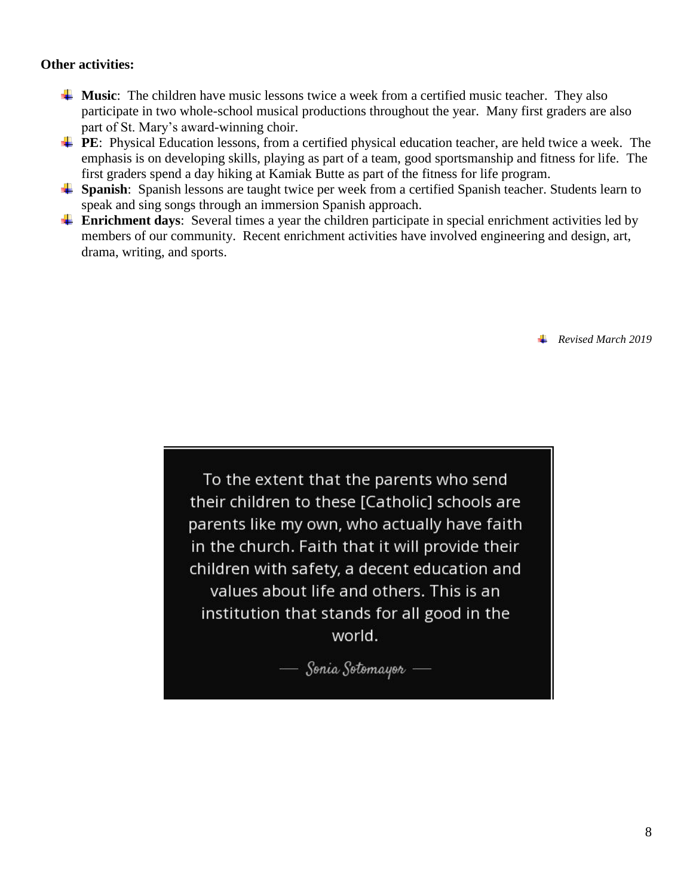**Other activities:**

- **Music**: The children have music lessons twice a week from a certified music teacher. They also participate in two whole-school musical productions throughout the year. Many first graders are also part of St. Mary's award-winning choir.
- **PE**: Physical Education lessons, from a certified physical education teacher, are held twice a week. The emphasis is on developing skills, playing as part of a team, good sportsmanship and fitness for life. The first graders spend a day hiking at Kamiak Butte as part of the fitness for life program.
- **Spanish**: Spanish lessons are taught twice per week from a certified Spanish teacher. Students learn to speak and sing songs through an immersion Spanish approach.
- **Enrichment days**: Several times a year the children participate in special enrichment activities led by members of our community. Recent enrichment activities have involved engineering and design, art, drama, writing, and sports.

- *Revised March 2019*

> To the extent that the parents who send their children to these [Catholic] schools are parents like my own, who actually have faith in the church. Faith that it will provide their children with safety, a decent education and values about life and others. This is an institution that stands for all good in the world.
>
> — Sonia Sotomayor —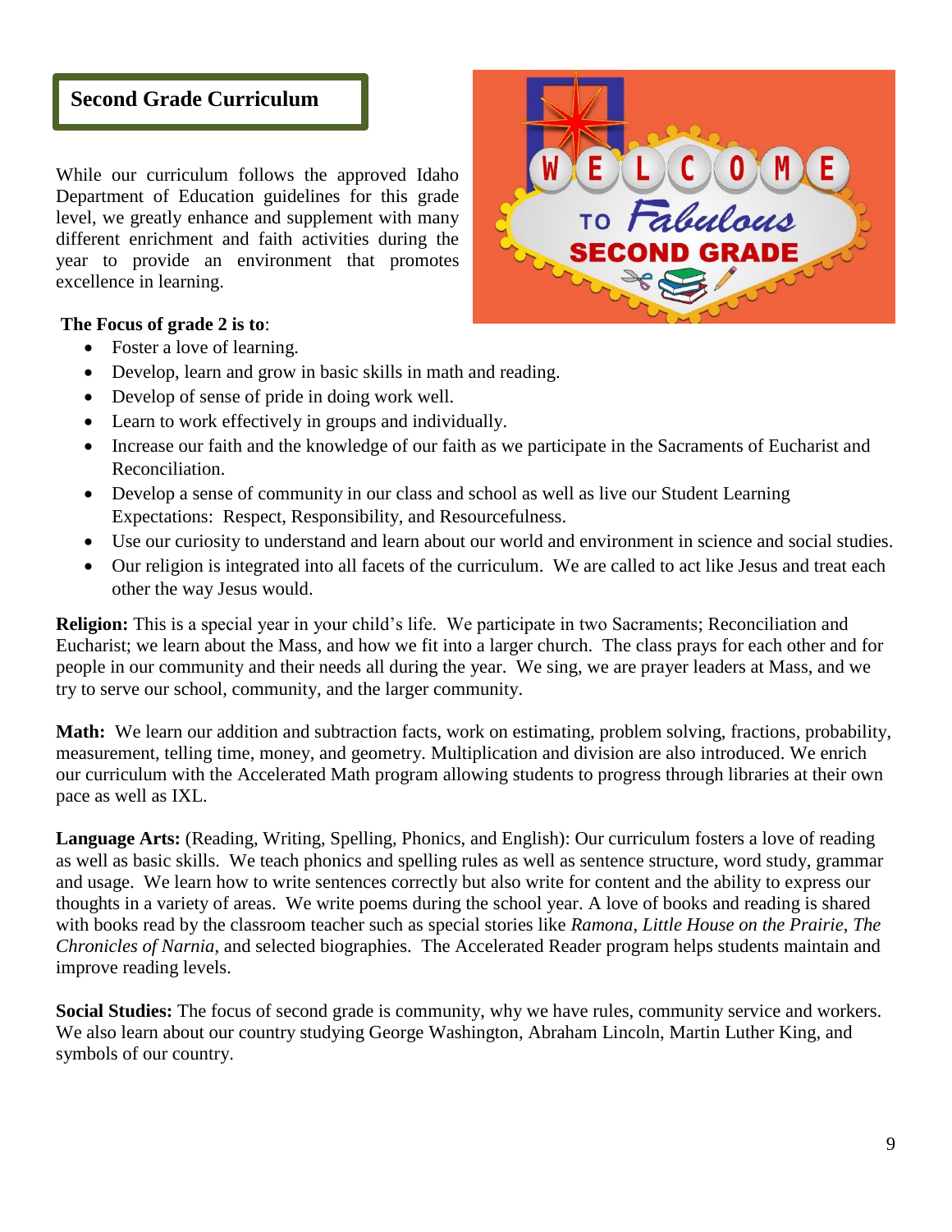## Second Grade Curriculum

While our curriculum follows the approved Idaho Department of Education guidelines for this grade level, we greatly enhance and supplement with many different enrichment and faith activities during the year to provide an environment that promotes excellence in learning.

**The Focus of grade 2 is to**:

- Foster a love of learning.
- Develop, learn and grow in basic skills in math and reading.
- Develop of sense of pride in doing work well.
- Learn to work effectively in groups and individually.
- Increase our faith and the knowledge of our faith as we participate in the Sacraments of Eucharist and Reconciliation.
- Develop a sense of community in our class and school as well as live our Student Learning Expectations: Respect, Responsibility, and Resourcefulness.
- Use our curiosity to understand and learn about our world and environment in science and social studies.
- Our religion is integrated into all facets of the curriculum. We are called to act like Jesus and treat each other the way Jesus would.

**Religion:** This is a special year in your child's life. We participate in two Sacraments; Reconciliation and Eucharist; we learn about the Mass, and how we fit into a larger church. The class prays for each other and for people in our community and their needs all during the year. We sing, we are prayer leaders at Mass, and we try to serve our school, community, and the larger community.

**Math:** We learn our addition and subtraction facts, work on estimating, problem solving, fractions, probability, measurement, telling time, money, and geometry. Multiplication and division are also introduced. We enrich our curriculum with the Accelerated Math program allowing students to progress through libraries at their own pace as well as IXL.

**Language Arts:** (Reading, Writing, Spelling, Phonics, and English): Our curriculum fosters a love of reading as well as basic skills. We teach phonics and spelling rules as well as sentence structure, word study, grammar and usage. We learn how to write sentences correctly but also write for content and the ability to express our thoughts in a variety of areas. We write poems during the school year. A love of books and reading is shared with books read by the classroom teacher such as special stories like *Ramona*, *Little House on the Prairie*, *The Chronicles of Narnia*, and selected biographies. The Accelerated Reader program helps students maintain and improve reading levels.

**Social Studies:** The focus of second grade is community, why we have rules, community service and workers. We also learn about our country studying George Washington, Abraham Lincoln, Martin Luther King, and symbols of our country.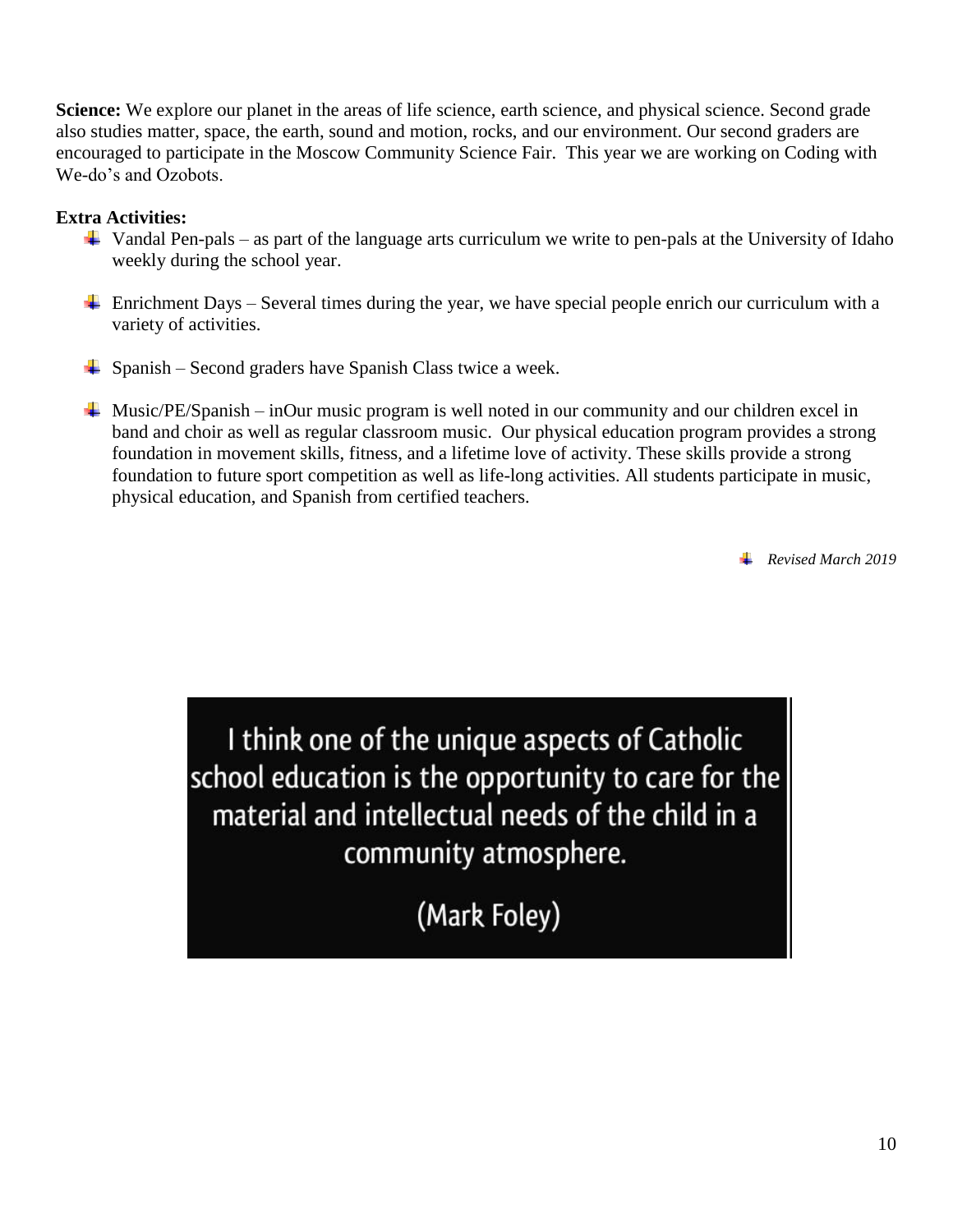**Science:** We explore our planet in the areas of life science, earth science, and physical science. Second grade also studies matter, space, the earth, sound and motion, rocks, and our environment. Our second graders are encouraged to participate in the Moscow Community Science Fair. This year we are working on Coding with We-do's and Ozobots.

**Extra Activities:**

- Vandal Pen-pals – as part of the language arts curriculum we write to pen-pals at the University of Idaho weekly during the school year.
- Enrichment Days – Several times during the year, we have special people enrich our curriculum with a variety of activities.
- Spanish – Second graders have Spanish Class twice a week.
- Music/PE/Spanish – inOur music program is well noted in our community and our children excel in band and choir as well as regular classroom music. Our physical education program provides a strong foundation in movement skills, fitness, and a lifetime love of activity. These skills provide a strong foundation to future sport competition as well as life-long activities. All students participate in music, physical education, and Spanish from certified teachers.

- *Revised March 2019*

I think one of the unique aspects of Catholic school education is the opportunity to care for the material and intellectual needs of the child in a community atmosphere.

(Mark Foley)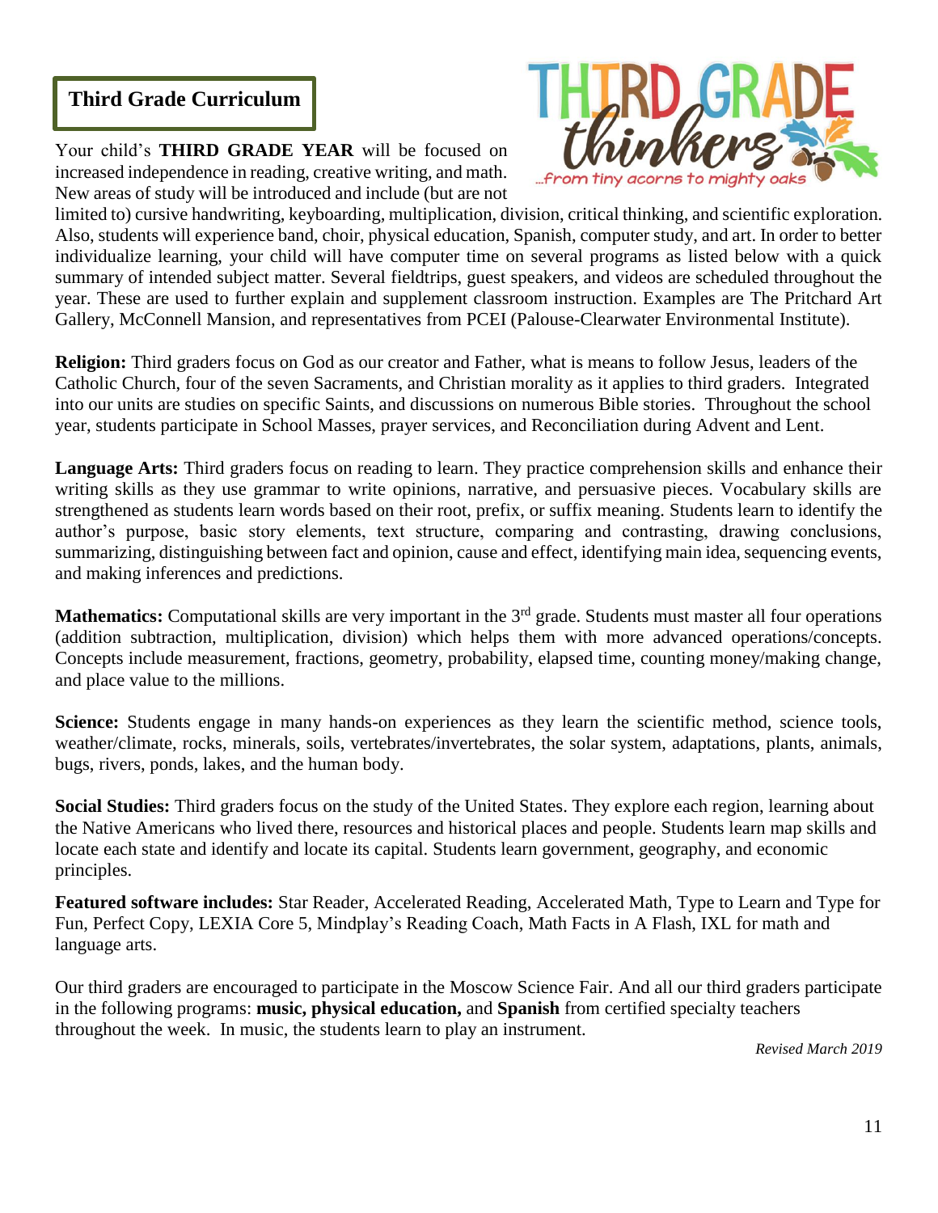# Third Grade Curriculum

THIRD GRADE thinkers ...from tiny acorns to mighty oaks

Your child's **THIRD GRADE YEAR** will be focused on increased independence in reading, creative writing, and math. New areas of study will be introduced and include (but are not limited to) cursive handwriting, keyboarding, multiplication, division, critical thinking, and scientific exploration. Also, students will experience band, choir, physical education, Spanish, computer study, and art. In order to better individualize learning, your child will have computer time on several programs as listed below with a quick summary of intended subject matter. Several fieldtrips, guest speakers, and videos are scheduled throughout the year. These are used to further explain and supplement classroom instruction. Examples are The Pritchard Art Gallery, McConnell Mansion, and representatives from PCEI (Palouse-Clearwater Environmental Institute).

**Religion:** Third graders focus on God as our creator and Father, what is means to follow Jesus, leaders of the Catholic Church, four of the seven Sacraments, and Christian morality as it applies to third graders. Integrated into our units are studies on specific Saints, and discussions on numerous Bible stories. Throughout the school year, students participate in School Masses, prayer services, and Reconciliation during Advent and Lent.

**Language Arts:** Third graders focus on reading to learn. They practice comprehension skills and enhance their writing skills as they use grammar to write opinions, narrative, and persuasive pieces. Vocabulary skills are strengthened as students learn words based on their root, prefix, or suffix meaning. Students learn to identify the author's purpose, basic story elements, text structure, comparing and contrasting, drawing conclusions, summarizing, distinguishing between fact and opinion, cause and effect, identifying main idea, sequencing events, and making inferences and predictions.

**Mathematics:** Computational skills are very important in the 3rd grade. Students must master all four operations (addition subtraction, multiplication, division) which helps them with more advanced operations/concepts. Concepts include measurement, fractions, geometry, probability, elapsed time, counting money/making change, and place value to the millions.

**Science:** Students engage in many hands-on experiences as they learn the scientific method, science tools, weather/climate, rocks, minerals, soils, vertebrates/invertebrates, the solar system, adaptations, plants, animals, bugs, rivers, ponds, lakes, and the human body.

**Social Studies:** Third graders focus on the study of the United States. They explore each region, learning about the Native Americans who lived there, resources and historical places and people. Students learn map skills and locate each state and identify and locate its capital. Students learn government, geography, and economic principles.

**Featured software includes:** Star Reader, Accelerated Reading, Accelerated Math, Type to Learn and Type for Fun, Perfect Copy, LEXIA Core 5, Mindplay's Reading Coach, Math Facts in A Flash, IXL for math and language arts.

Our third graders are encouraged to participate in the Moscow Science Fair. And all our third graders participate in the following programs: **music, physical education,** and **Spanish** from certified specialty teachers throughout the week. In music, the students learn to play an instrument.

*Revised March 2019*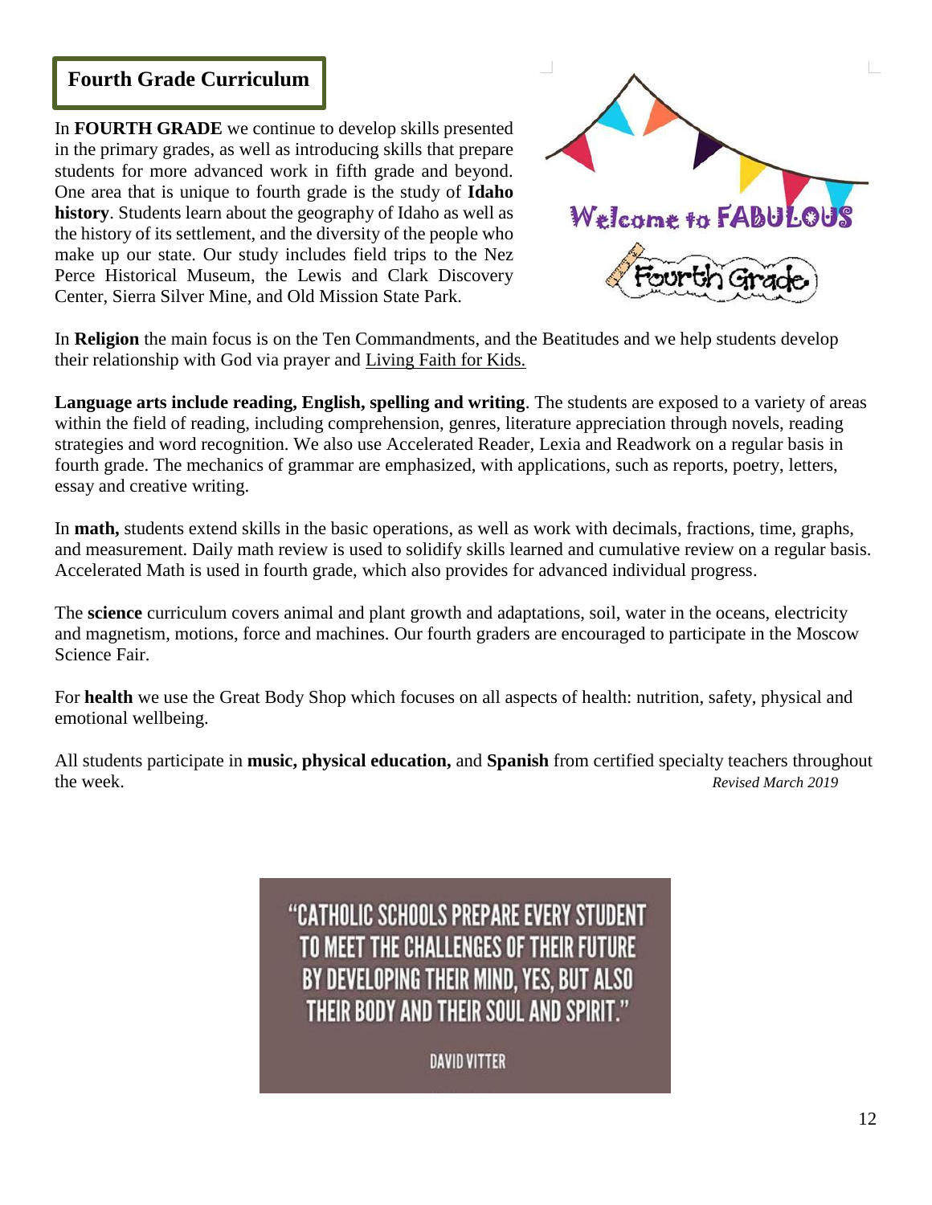# Fourth Grade Curriculum

Welcome to FABULOUS Fourth Grade

In **FOURTH GRADE** we continue to develop skills presented in the primary grades, as well as introducing skills that prepare students for more advanced work in fifth grade and beyond. One area that is unique to fourth grade is the study of **Idaho history**. Students learn about the geography of Idaho as well as the history of its settlement, and the diversity of the people who make up our state. Our study includes field trips to the Nez Perce Historical Museum, the Lewis and Clark Discovery Center, Sierra Silver Mine, and Old Mission State Park.

In **Religion** the main focus is on the Ten Commandments, and the Beatitudes and we help students develop their relationship with God via prayer and Living Faith for Kids.

**Language arts include reading, English, spelling and writing**. The students are exposed to a variety of areas within the field of reading, including comprehension, genres, literature appreciation through novels, reading strategies and word recognition. We also use Accelerated Reader, Lexia and Readwork on a regular basis in fourth grade. The mechanics of grammar are emphasized, with applications, such as reports, poetry, letters, essay and creative writing.

In **math,** students extend skills in the basic operations, as well as work with decimals, fractions, time, graphs, and measurement. Daily math review is used to solidify skills learned and cumulative review on a regular basis. Accelerated Math is used in fourth grade, which also provides for advanced individual progress.

The **science** curriculum covers animal and plant growth and adaptations, soil, water in the oceans, electricity and magnetism, motions, force and machines. Our fourth graders are encouraged to participate in the Moscow Science Fair.

For **health** we use the Great Body Shop which focuses on all aspects of health: nutrition, safety, physical and emotional wellbeing.

All students participate in **music, physical education,** and **Spanish** from certified specialty teachers throughout the week.

*Revised March 2019*

"CATHOLIC SCHOOLS PREPARE EVERY STUDENT TO MEET THE CHALLENGES OF THEIR FUTURE BY DEVELOPING THEIR MIND, YES, BUT ALSO THEIR BODY AND THEIR SOUL AND SPIRIT."

DAVID VITTER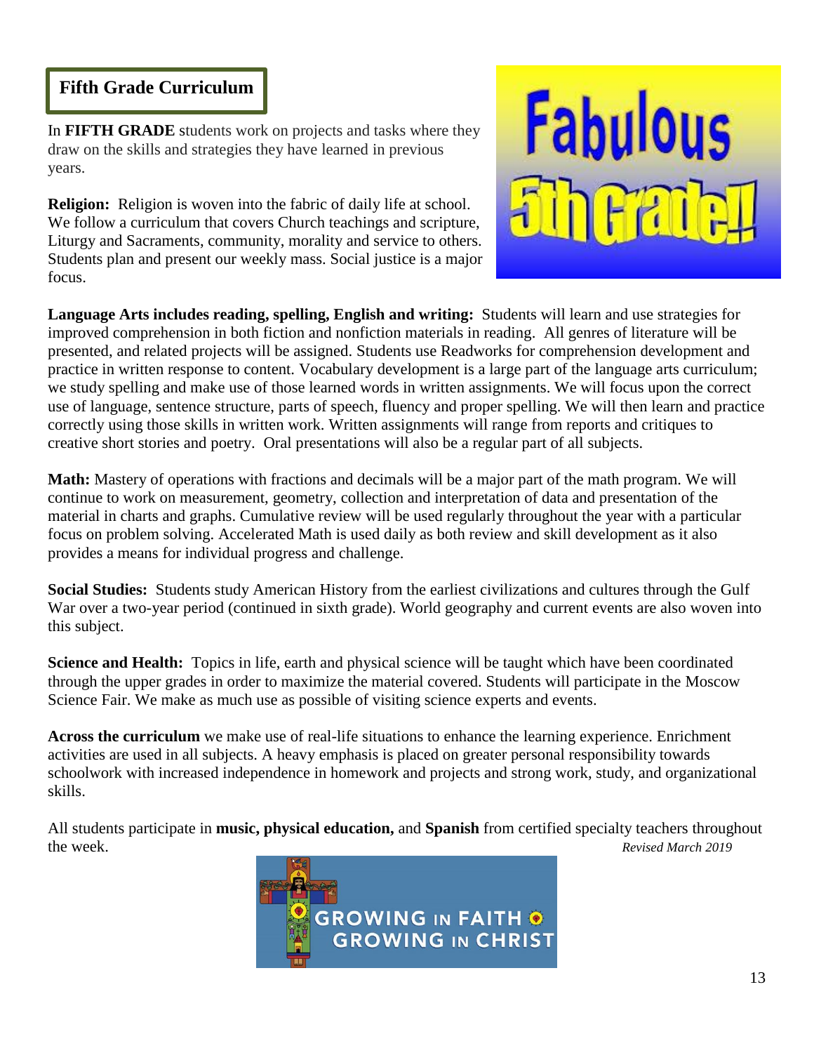## Fifth Grade Curriculum

In **FIFTH GRADE** students work on projects and tasks where they draw on the skills and strategies they have learned in previous years.

**Religion:** Religion is woven into the fabric of daily life at school. We follow a curriculum that covers Church teachings and scripture, Liturgy and Sacraments, community, morality and service to others. Students plan and present our weekly mass. Social justice is a major focus.

**Language Arts includes reading, spelling, English and writing:** Students will learn and use strategies for improved comprehension in both fiction and nonfiction materials in reading. All genres of literature will be presented, and related projects will be assigned. Students use Readworks for comprehension development and practice in written response to content. Vocabulary development is a large part of the language arts curriculum; we study spelling and make use of those learned words in written assignments. We will focus upon the correct use of language, sentence structure, parts of speech, fluency and proper spelling. We will then learn and practice correctly using those skills in written work. Written assignments will range from reports and critiques to creative short stories and poetry. Oral presentations will also be a regular part of all subjects.

**Math:** Mastery of operations with fractions and decimals will be a major part of the math program. We will continue to work on measurement, geometry, collection and interpretation of data and presentation of the material in charts and graphs. Cumulative review will be used regularly throughout the year with a particular focus on problem solving. Accelerated Math is used daily as both review and skill development as it also provides a means for individual progress and challenge.

**Social Studies:** Students study American History from the earliest civilizations and cultures through the Gulf War over a two-year period (continued in sixth grade). World geography and current events are also woven into this subject.

**Science and Health:** Topics in life, earth and physical science will be taught which have been coordinated through the upper grades in order to maximize the material covered. Students will participate in the Moscow Science Fair. We make as much use as possible of visiting science experts and events.

**Across the curriculum** we make use of real-life situations to enhance the learning experience. Enrichment activities are used in all subjects. A heavy emphasis is placed on greater personal responsibility towards schoolwork with increased independence in homework and projects and strong work, study, and organizational skills.

All students participate in **music, physical education,** and **Spanish** from certified specialty teachers throughout the week.

*Revised March 2019*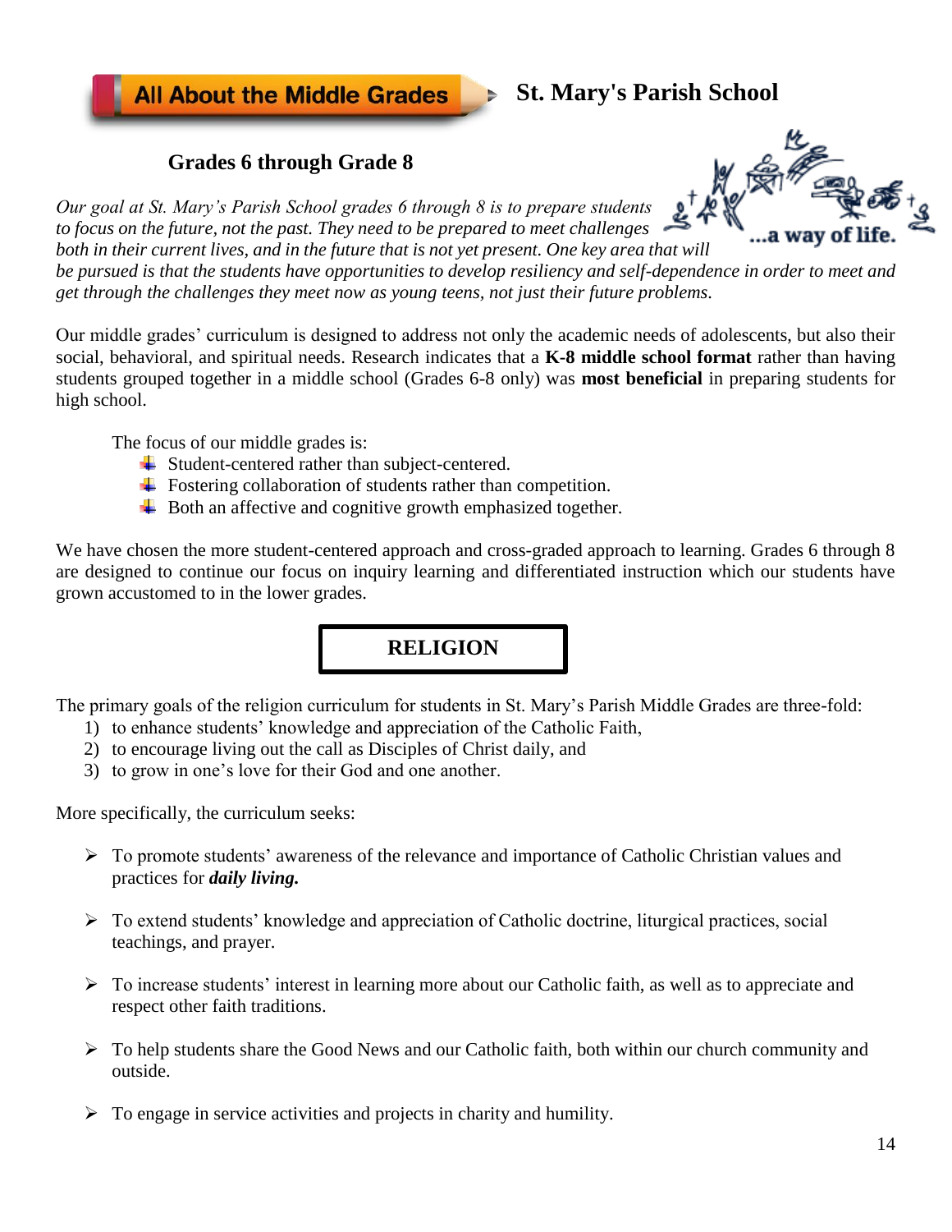# All About the Middle Grades — St. Mary's Parish School

## Grades 6 through Grade 8

...a way of life.

*Our goal at St. Mary's Parish School grades 6 through 8 is to prepare students to focus on the future, not the past. They need to be prepared to meet challenges both in their current lives, and in the future that is not yet present. One key area that will be pursued is that the students have opportunities to develop resiliency and self-dependence in order to meet and get through the challenges they meet now as young teens, not just their future problems.*

Our middle grades' curriculum is designed to address not only the academic needs of adolescents, but also their social, behavioral, and spiritual needs. Research indicates that a **K-8 middle school format** rather than having students grouped together in a middle school (Grades 6-8 only) was **most beneficial** in preparing students for high school.

The focus of our middle grades is:

- Student-centered rather than subject-centered.
- Fostering collaboration of students rather than competition.
- Both an affective and cognitive growth emphasized together.

We have chosen the more student-centered approach and cross-graded approach to learning. Grades 6 through 8 are designed to continue our focus on inquiry learning and differentiated instruction which our students have grown accustomed to in the lower grades.

## RELIGION

The primary goals of the religion curriculum for students in St. Mary's Parish Middle Grades are three-fold:

1) to enhance students' knowledge and appreciation of the Catholic Faith,
2) to encourage living out the call as Disciples of Christ daily, and
3) to grow in one's love for their God and one another.

More specifically, the curriculum seeks:

- To promote students' awareness of the relevance and importance of Catholic Christian values and practices for ***daily living.***
- To extend students' knowledge and appreciation of Catholic doctrine, liturgical practices, social teachings, and prayer.
- To increase students' interest in learning more about our Catholic faith, as well as to appreciate and respect other faith traditions.
- To help students share the Good News and our Catholic faith, both within our church community and outside.
- To engage in service activities and projects in charity and humility.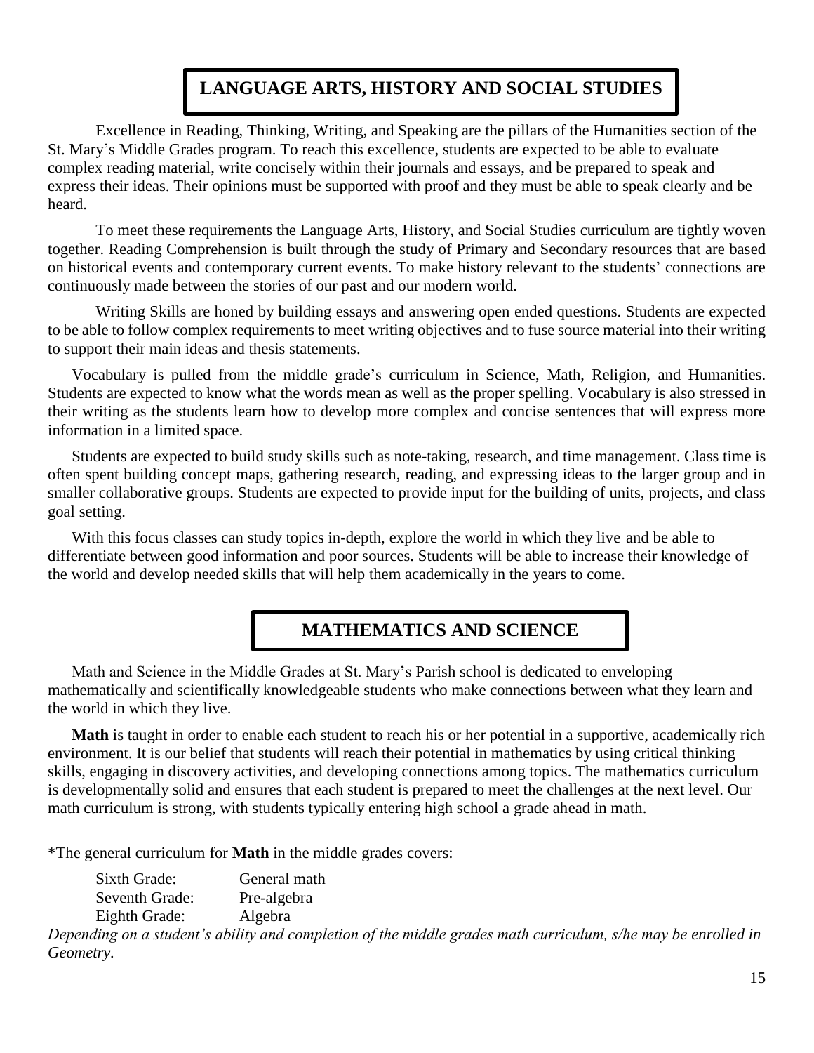## LANGUAGE ARTS, HISTORY AND SOCIAL STUDIES

Excellence in Reading, Thinking, Writing, and Speaking are the pillars of the Humanities section of the St. Mary's Middle Grades program. To reach this excellence, students are expected to be able to evaluate complex reading material, write concisely within their journals and essays, and be prepared to speak and express their ideas. Their opinions must be supported with proof and they must be able to speak clearly and be heard.

To meet these requirements the Language Arts, History, and Social Studies curriculum are tightly woven together. Reading Comprehension is built through the study of Primary and Secondary resources that are based on historical events and contemporary current events. To make history relevant to the students' connections are continuously made between the stories of our past and our modern world.

Writing Skills are honed by building essays and answering open ended questions. Students are expected to be able to follow complex requirements to meet writing objectives and to fuse source material into their writing to support their main ideas and thesis statements.

Vocabulary is pulled from the middle grade's curriculum in Science, Math, Religion, and Humanities. Students are expected to know what the words mean as well as the proper spelling. Vocabulary is also stressed in their writing as the students learn how to develop more complex and concise sentences that will express more information in a limited space.

Students are expected to build study skills such as note-taking, research, and time management. Class time is often spent building concept maps, gathering research, reading, and expressing ideas to the larger group and in smaller collaborative groups. Students are expected to provide input for the building of units, projects, and class goal setting.

With this focus classes can study topics in-depth, explore the world in which they live and be able to differentiate between good information and poor sources. Students will be able to increase their knowledge of the world and develop needed skills that will help them academically in the years to come.

## MATHEMATICS AND SCIENCE

Math and Science in the Middle Grades at St. Mary's Parish school is dedicated to enveloping mathematically and scientifically knowledgeable students who make connections between what they learn and the world in which they live.

**Math** is taught in order to enable each student to reach his or her potential in a supportive, academically rich environment. It is our belief that students will reach their potential in mathematics by using critical thinking skills, engaging in discovery activities, and developing connections among topics. The mathematics curriculum is developmentally solid and ensures that each student is prepared to meet the challenges at the next level. Our math curriculum is strong, with students typically entering high school a grade ahead in math.

*The general curriculum for **Math** in the middle grades covers:

- Sixth Grade: General math
- Seventh Grade: Pre-algebra
- Eighth Grade: Algebra

*Depending on a student's ability and completion of the middle grades math curriculum, s/he may be enrolled in Geometry.*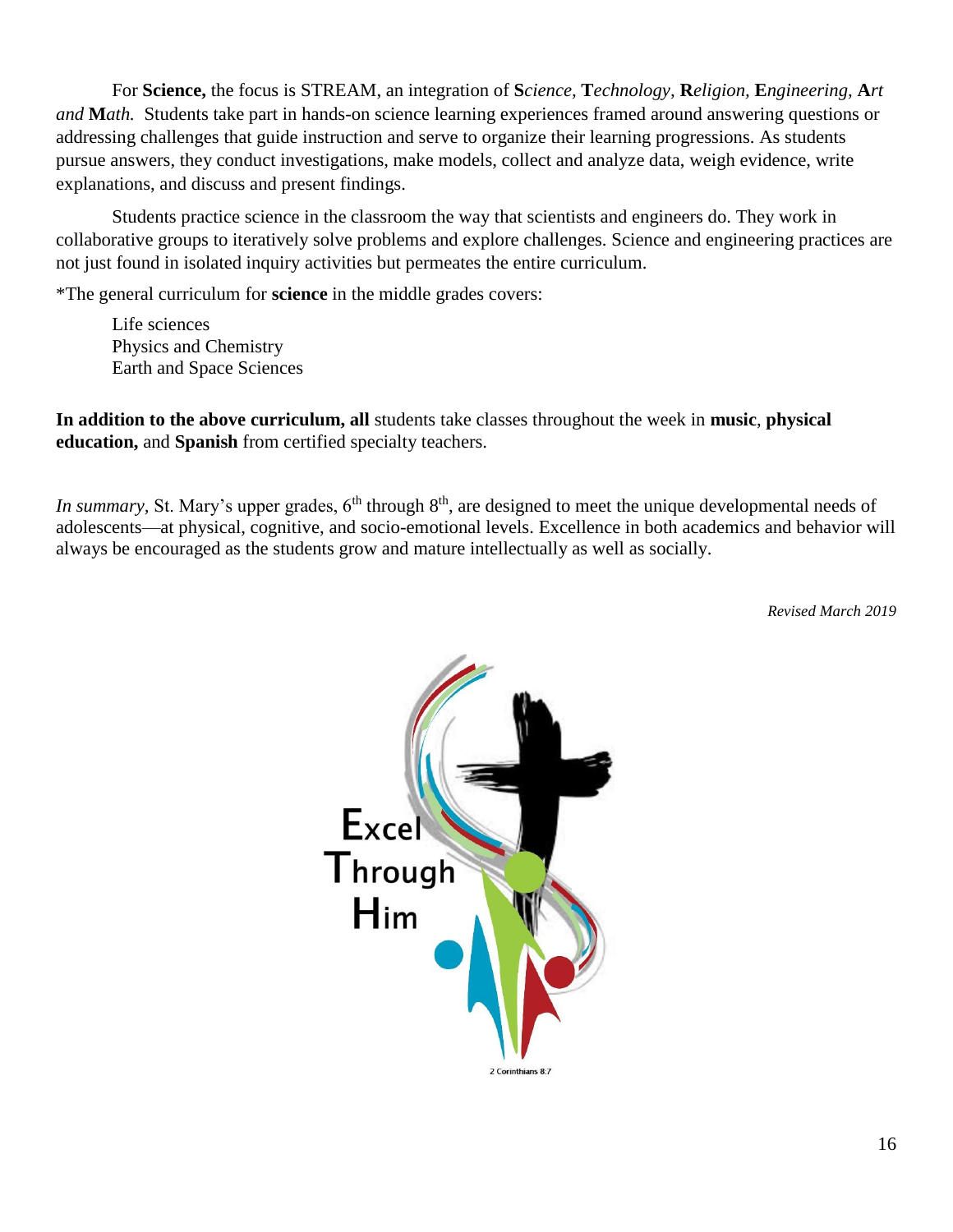For **Science,** the focus is STREAM, an integration of **S***cience,* **T***echnology,* **R***eligion,* **E***ngineering,* **A***rt and* **M***ath.* Students take part in hands-on science learning experiences framed around answering questions or addressing challenges that guide instruction and serve to organize their learning progressions. As students pursue answers, they conduct investigations, make models, collect and analyze data, weigh evidence, write explanations, and discuss and present findings.

Students practice science in the classroom the way that scientists and engineers do. They work in collaborative groups to iteratively solve problems and explore challenges. Science and engineering practices are not just found in isolated inquiry activities but permeates the entire curriculum.

*The general curriculum for **science** in the middle grades covers:

Life sciences
Physics and Chemistry
Earth and Space Sciences

**In addition to the above curriculum, all** students take classes throughout the week in **music**, **physical education,** and **Spanish** from certified specialty teachers.

*In summary*, St. Mary's upper grades, 6th through 8th, are designed to meet the unique developmental needs of adolescents—at physical, cognitive, and socio-emotional levels. Excellence in both academics and behavior will always be encouraged as the students grow and mature intellectually as well as socially.

*Revised March 2019*

Excel
Through
Him

2 Corinthians 8:7